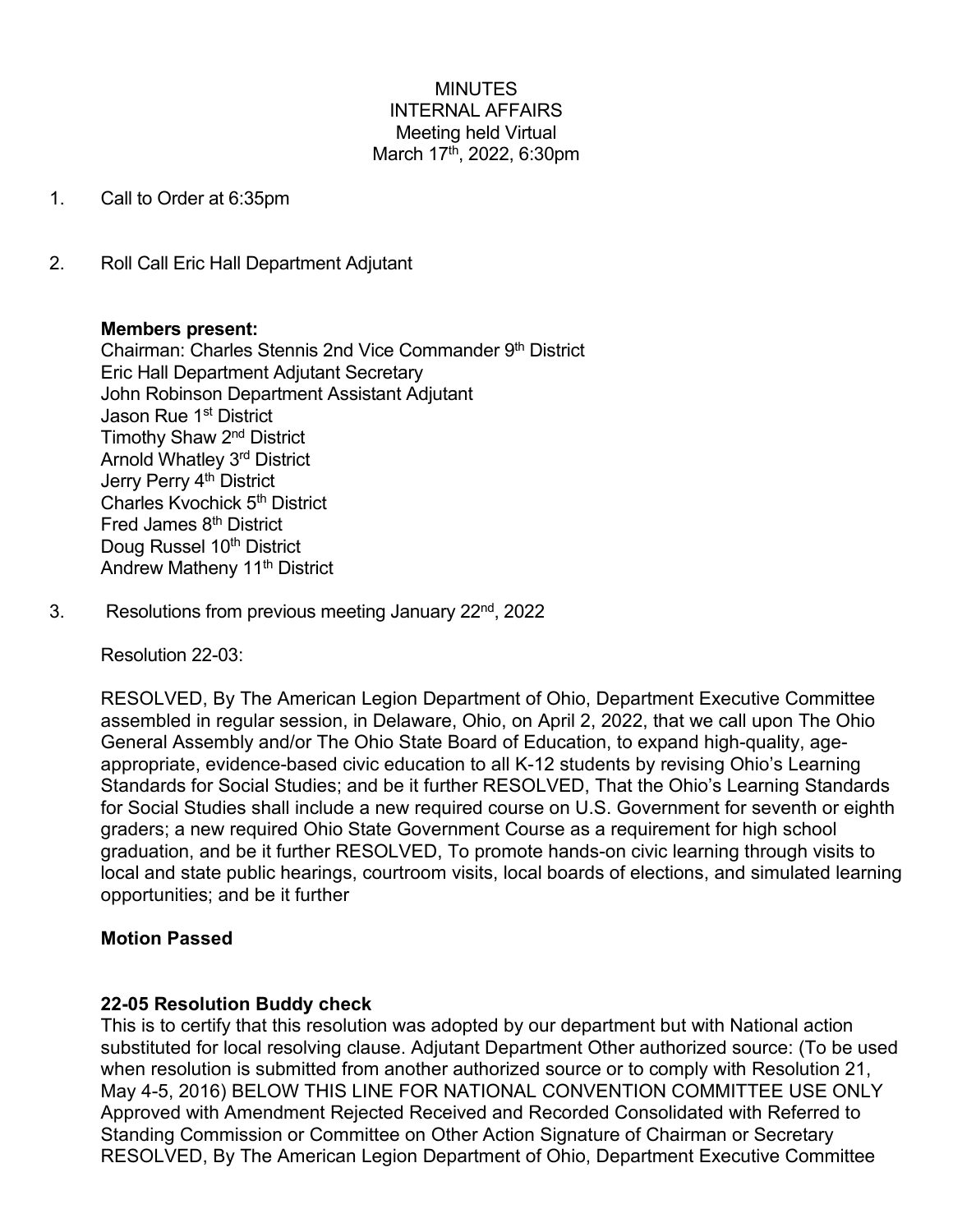MINUTES
INTERNAL AFFAIRS
Meeting held Virtual
March 17th, 2022, 6:30pm

1. Call to Order at 6:35pm

2. Roll Call Eric Hall Department Adjutant

**Members present:**
Chairman: Charles Stennis 2nd Vice Commander 9th District
Eric Hall Department Adjutant Secretary
John Robinson Department Assistant Adjutant
Jason Rue 1st District
Timothy Shaw 2nd District
Arnold Whatley 3rd District
Jerry Perry 4th District
Charles Kvochick 5th District
Fred James 8th District
Doug Russel 10th District
Andrew Matheny 11th District

3. Resolutions from previous meeting January 22nd, 2022

Resolution 22-03:

RESOLVED, By The American Legion Department of Ohio, Department Executive Committee assembled in regular session, in Delaware, Ohio, on April 2, 2022, that we call upon The Ohio General Assembly and/or The Ohio State Board of Education, to expand high-quality, age-appropriate, evidence-based civic education to all K-12 students by revising Ohio's Learning Standards for Social Studies; and be it further RESOLVED, That the Ohio's Learning Standards for Social Studies shall include a new required course on U.S. Government for seventh or eighth graders; a new required Ohio State Government Course as a requirement for high school graduation, and be it further RESOLVED, To promote hands-on civic learning through visits to local and state public hearings, courtroom visits, local boards of elections, and simulated learning opportunities; and be it further

**Motion Passed**

**22-05 Resolution Buddy check**
This is to certify that this resolution was adopted by our department but with National action substituted for local resolving clause. Adjutant Department Other authorized source: (To be used when resolution is submitted from another authorized source or to comply with Resolution 21, May 4-5, 2016) BELOW THIS LINE FOR NATIONAL CONVENTION COMMITTEE USE ONLY Approved with Amendment Rejected Received and Recorded Consolidated with Referred to Standing Commission or Committee on Other Action Signature of Chairman or Secretary RESOLVED, By The American Legion Department of Ohio, Department Executive Committee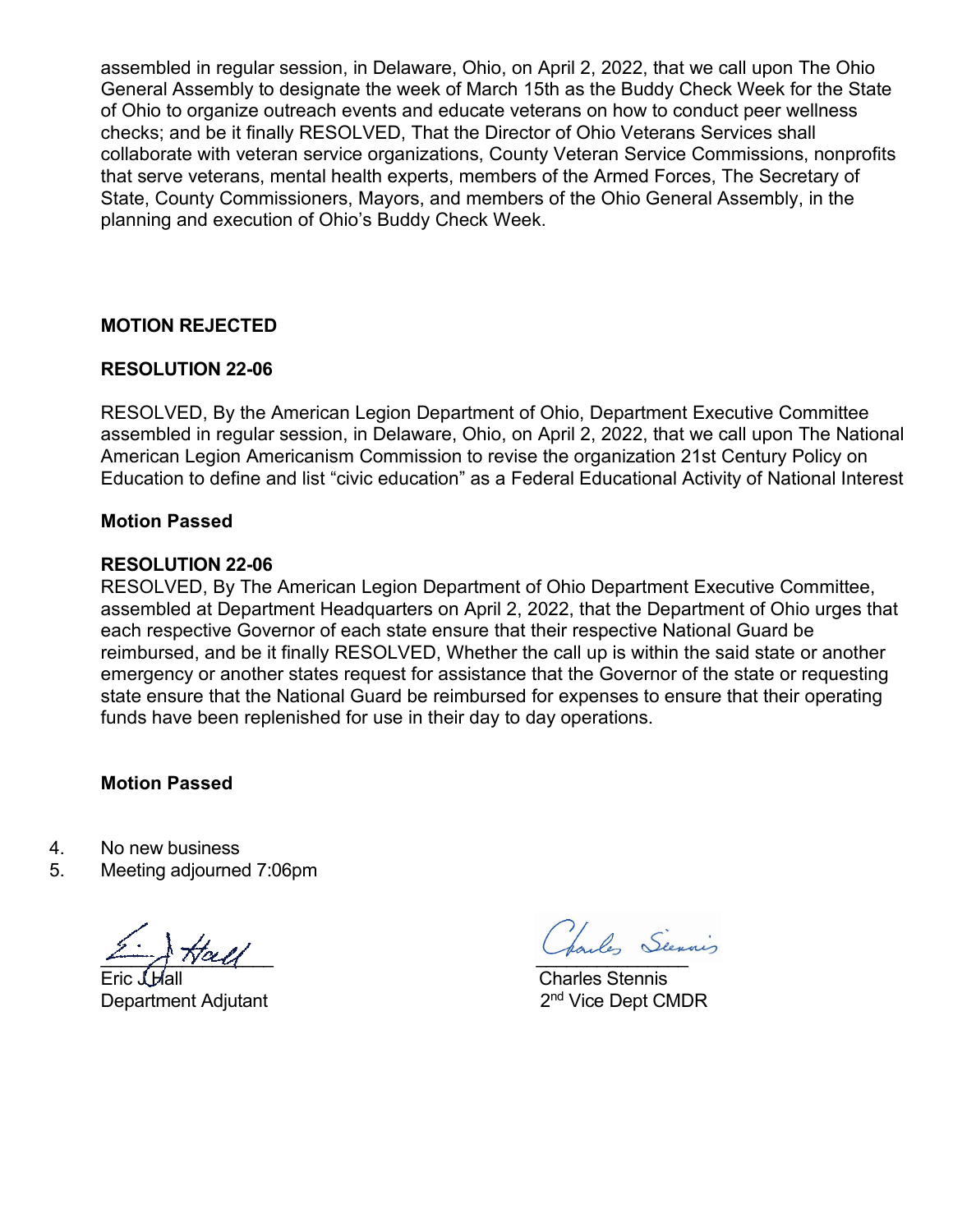assembled in regular session, in Delaware, Ohio, on April 2, 2022, that we call upon The Ohio General Assembly to designate the week of March 15th as the Buddy Check Week for the State of Ohio to organize outreach events and educate veterans on how to conduct peer wellness checks; and be it finally RESOLVED, That the Director of Ohio Veterans Services shall collaborate with veteran service organizations, County Veteran Service Commissions, nonprofits that serve veterans, mental health experts, members of the Armed Forces, The Secretary of State, County Commissioners, Mayors, and members of the Ohio General Assembly, in the planning and execution of Ohio's Buddy Check Week.

**MOTION REJECTED**

**RESOLUTION 22-06**

RESOLVED, By the American Legion Department of Ohio, Department Executive Committee assembled in regular session, in Delaware, Ohio, on April 2, 2022, that we call upon The National American Legion Americanism Commission to revise the organization 21st Century Policy on Education to define and list "civic education" as a Federal Educational Activity of National Interest

**Motion Passed**

**RESOLUTION 22-06**

RESOLVED, By The American Legion Department of Ohio Department Executive Committee, assembled at Department Headquarters on April 2, 2022, that the Department of Ohio urges that each respective Governor of each state ensure that their respective National Guard be reimbursed, and be it finally RESOLVED, Whether the call up is within the said state or another emergency or another states request for assistance that the Governor of the state or requesting state ensure that the National Guard be reimbursed for expenses to ensure that their operating funds have been replenished for use in their day to day operations.

**Motion Passed**

4. No new business
5. Meeting adjourned 7:06pm

Eric J Hall
Department Adjutant

Charles Stennis
2nd Vice Dept CMDR